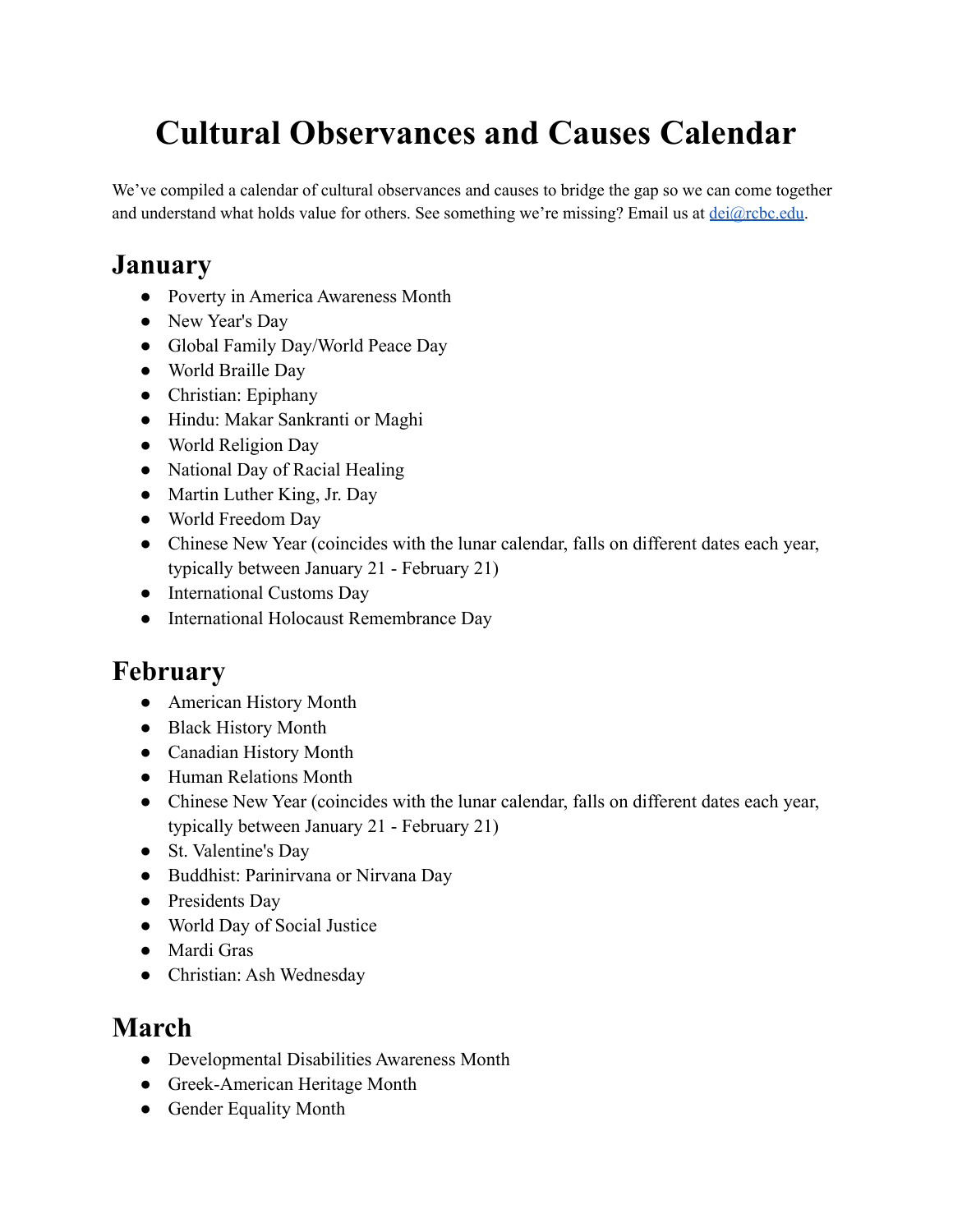# Cultural Observances and Causes Calendar

We've compiled a calendar of cultural observances and causes to bridge the gap so we can come together and understand what holds value for others. See something we're missing? Email us at [dei@rcbc.edu](mailto:dei@rcbc.edu).

## January

- Poverty in America Awareness Month
- New Year's Day
- Global Family Day/World Peace Day
- World Braille Day
- Christian: Epiphany
- Hindu: Makar Sankranti or Maghi
- World Religion Day
- National Day of Racial Healing
- Martin Luther King, Jr. Day
- World Freedom Day
- Chinese New Year (coincides with the lunar calendar, falls on different dates each year, typically between January 21 - February 21)
- International Customs Day
- International Holocaust Remembrance Day

## February

- American History Month
- Black History Month
- Canadian History Month
- Human Relations Month
- Chinese New Year (coincides with the lunar calendar, falls on different dates each year, typically between January 21 - February 21)
- St. Valentine's Day
- Buddhist: Parinirvana or Nirvana Day
- Presidents Day
- World Day of Social Justice
- Mardi Gras
- Christian: Ash Wednesday

## March

- Developmental Disabilities Awareness Month
- Greek-American Heritage Month
- Gender Equality Month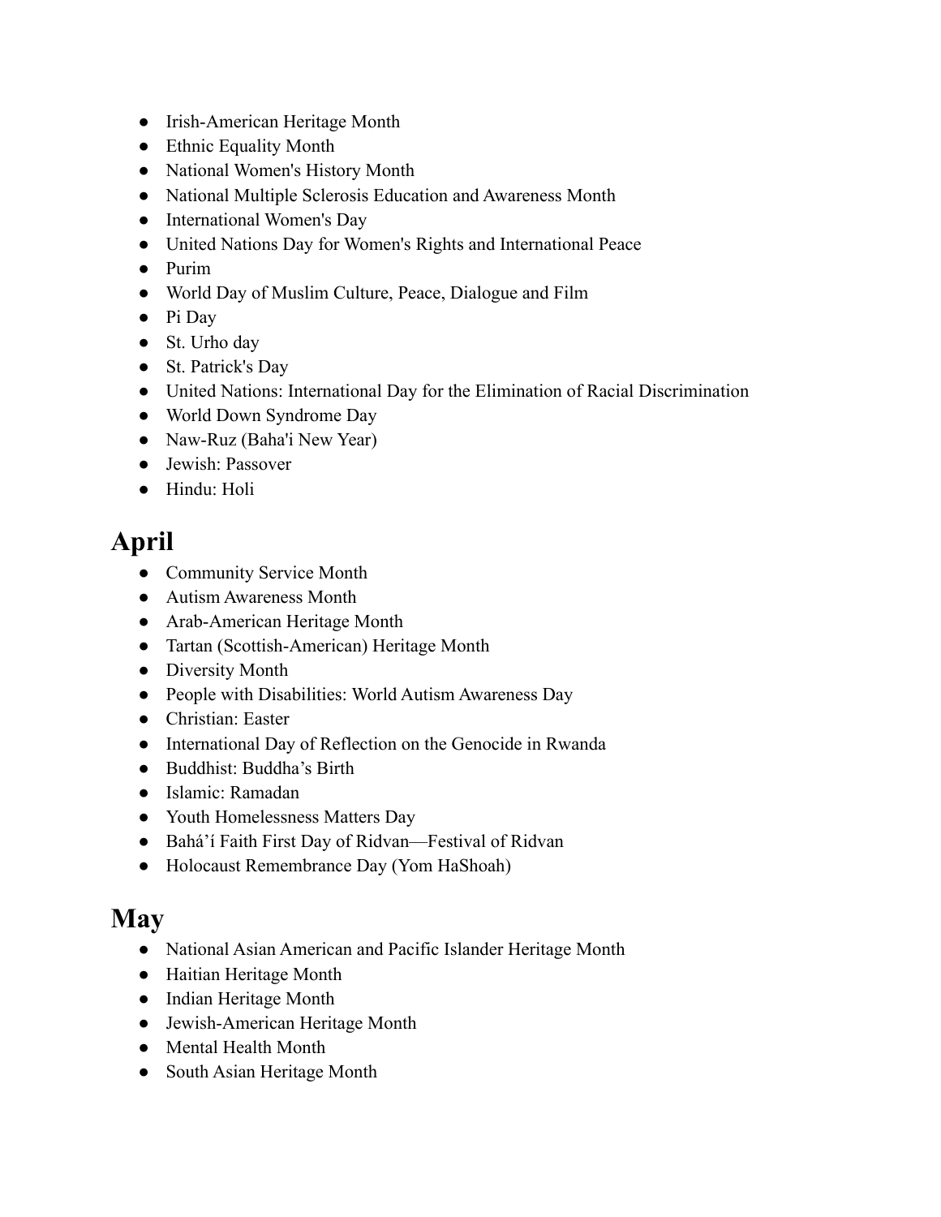- Irish-American Heritage Month
- Ethnic Equality Month
- National Women's History Month
- National Multiple Sclerosis Education and Awareness Month
- International Women's Day
- United Nations Day for Women's Rights and International Peace
- Purim
- World Day of Muslim Culture, Peace, Dialogue and Film
- Pi Day
- St. Urho day
- St. Patrick's Day
- United Nations: International Day for the Elimination of Racial Discrimination
- World Down Syndrome Day
- Naw-Ruz (Baha'i New Year)
- Jewish: Passover
- Hindu: Holi

## April

- Community Service Month
- Autism Awareness Month
- Arab-American Heritage Month
- Tartan (Scottish-American) Heritage Month
- Diversity Month
- People with Disabilities: World Autism Awareness Day
- Christian: Easter
- International Day of Reflection on the Genocide in Rwanda
- Buddhist: Buddha's Birth
- Islamic: Ramadan
- Youth Homelessness Matters Day
- Bahá'í Faith First Day of Ridvan—Festival of Ridvan
- Holocaust Remembrance Day (Yom HaShoah)

## May

- National Asian American and Pacific Islander Heritage Month
- Haitian Heritage Month
- Indian Heritage Month
- Jewish-American Heritage Month
- Mental Health Month
- South Asian Heritage Month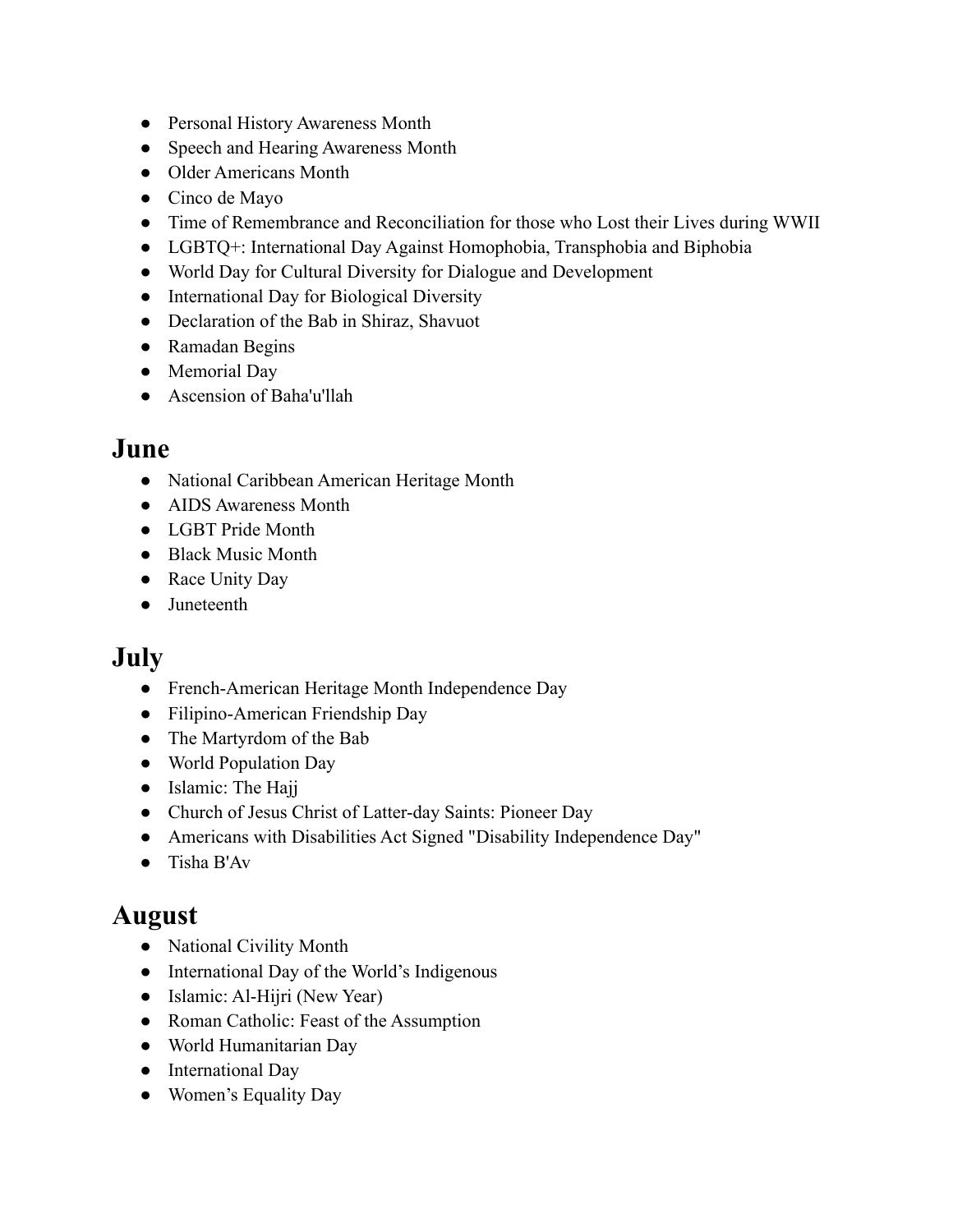- Personal History Awareness Month
- Speech and Hearing Awareness Month
- Older Americans Month
- Cinco de Mayo
- Time of Remembrance and Reconciliation for those who Lost their Lives during WWII
- LGBTQ+: International Day Against Homophobia, Transphobia and Biphobia
- World Day for Cultural Diversity for Dialogue and Development
- International Day for Biological Diversity
- Declaration of the Bab in Shiraz, Shavuot
- Ramadan Begins
- Memorial Day
- Ascension of Baha'u'llah

## June

- National Caribbean American Heritage Month
- AIDS Awareness Month
- LGBT Pride Month
- Black Music Month
- Race Unity Day
- Juneteenth

## July

- French-American Heritage Month Independence Day
- Filipino-American Friendship Day
- The Martyrdom of the Bab
- World Population Day
- Islamic: The Hajj
- Church of Jesus Christ of Latter-day Saints: Pioneer Day
- Americans with Disabilities Act Signed "Disability Independence Day"
- Tisha B'Av

## August

- National Civility Month
- International Day of the World's Indigenous
- Islamic: Al-Hijri (New Year)
- Roman Catholic: Feast of the Assumption
- World Humanitarian Day
- International Day
- Women's Equality Day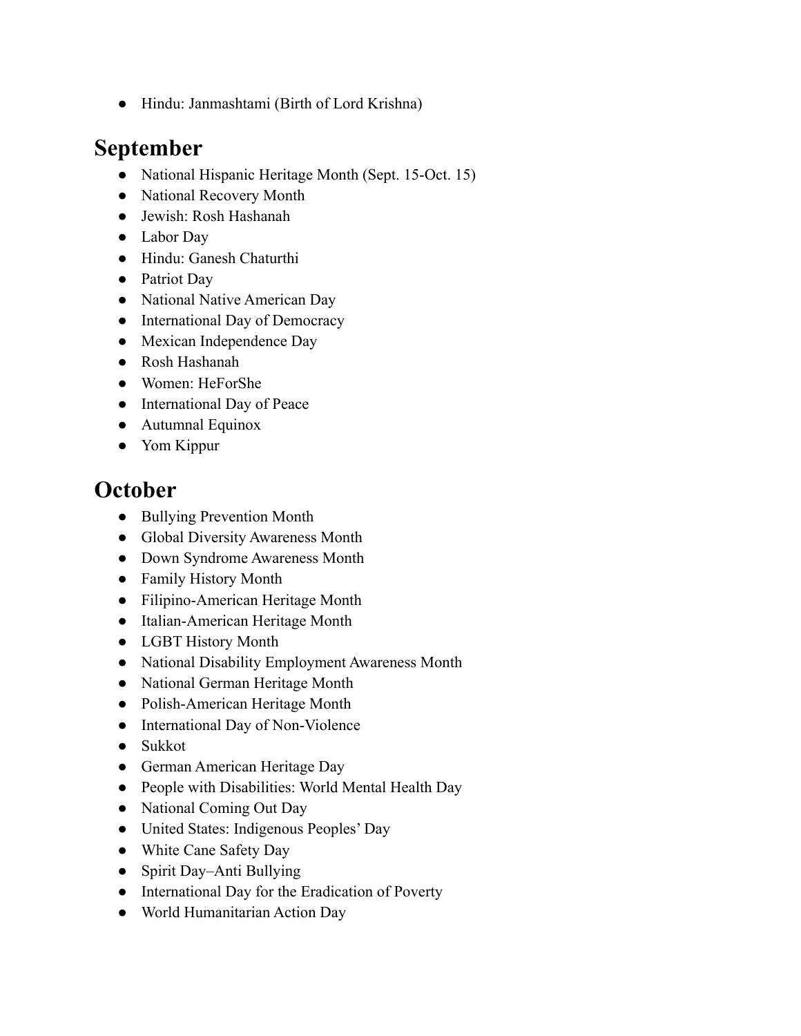- Hindu: Janmashtami (Birth of Lord Krishna)

## September

- National Hispanic Heritage Month (Sept. 15-Oct. 15)
- National Recovery Month
- Jewish: Rosh Hashanah
- Labor Day
- Hindu: Ganesh Chaturthi
- Patriot Day
- National Native American Day
- International Day of Democracy
- Mexican Independence Day
- Rosh Hashanah
- Women: HeForShe
- International Day of Peace
- Autumnal Equinox
- Yom Kippur

## October

- Bullying Prevention Month
- Global Diversity Awareness Month
- Down Syndrome Awareness Month
- Family History Month
- Filipino-American Heritage Month
- Italian-American Heritage Month
- LGBT History Month
- National Disability Employment Awareness Month
- National German Heritage Month
- Polish-American Heritage Month
- International Day of Non-Violence
- Sukkot
- German American Heritage Day
- People with Disabilities: World Mental Health Day
- National Coming Out Day
- United States: Indigenous Peoples' Day
- White Cane Safety Day
- Spirit Day–Anti Bullying
- International Day for the Eradication of Poverty
- World Humanitarian Action Day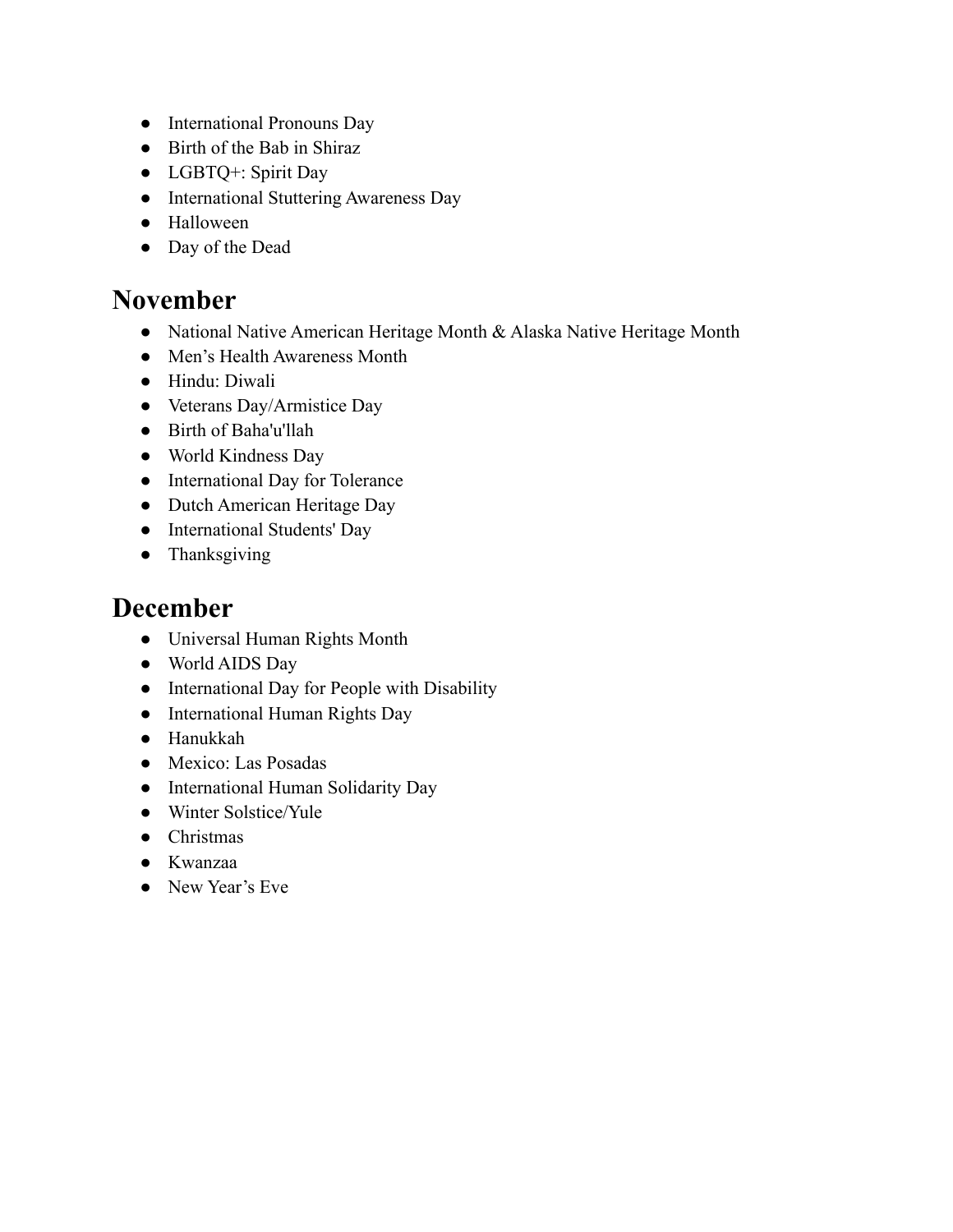- International Pronouns Day
- Birth of the Bab in Shiraz
- LGBTQ+: Spirit Day
- International Stuttering Awareness Day
- Halloween
- Day of the Dead

## November

- National Native American Heritage Month & Alaska Native Heritage Month
- Men's Health Awareness Month
- Hindu: Diwali
- Veterans Day/Armistice Day
- Birth of Baha'u'llah
- World Kindness Day
- International Day for Tolerance
- Dutch American Heritage Day
- International Students' Day
- Thanksgiving

## December

- Universal Human Rights Month
- World AIDS Day
- International Day for People with Disability
- International Human Rights Day
- Hanukkah
- Mexico: Las Posadas
- International Human Solidarity Day
- Winter Solstice/Yule
- Christmas
- Kwanzaa
- New Year's Eve